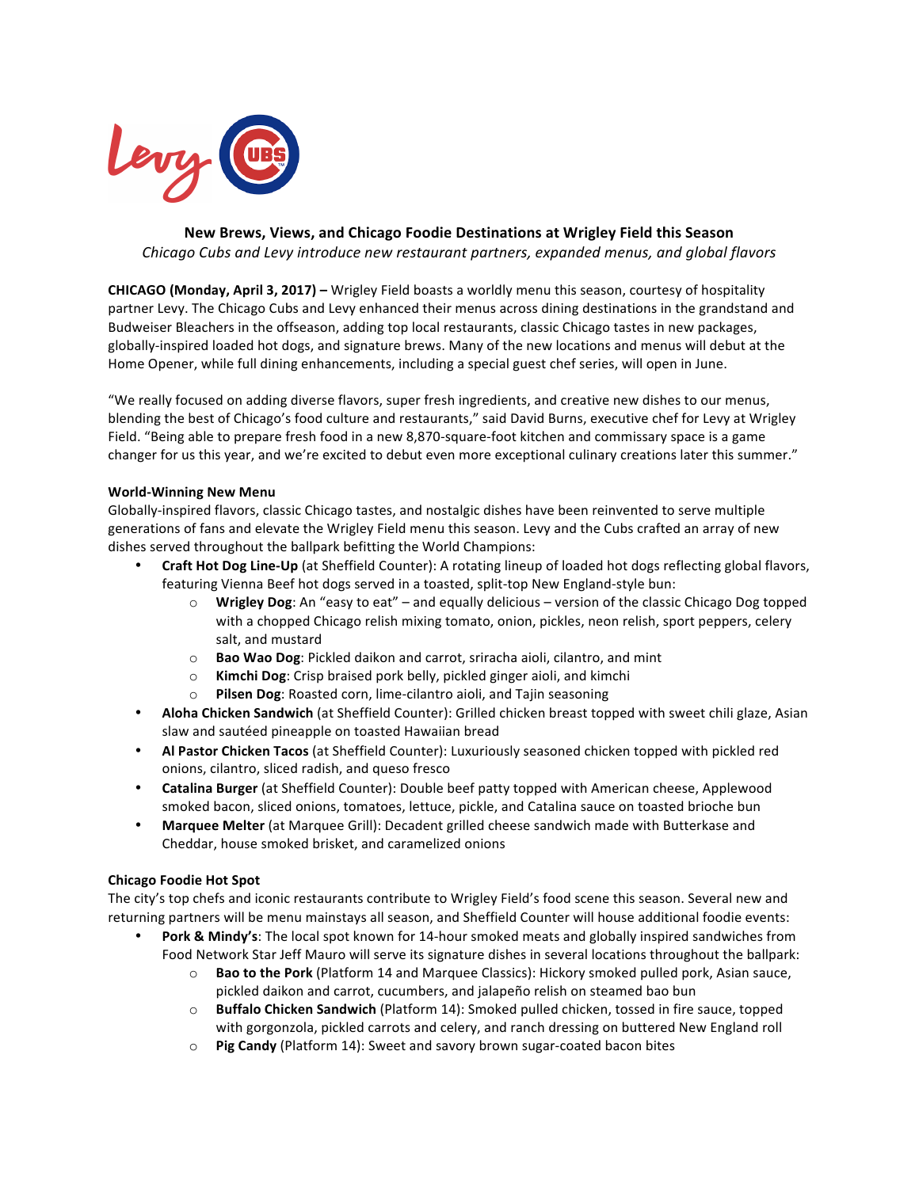## New Brews, Views, and Chicago Foodie Destinations at Wrigley Field this Season

*Chicago Cubs and Levy introduce new restaurant partners, expanded menus, and global flavors*

**CHICAGO (Monday, April 3, 2017) –** Wrigley Field boasts a worldly menu this season, courtesy of hospitality partner Levy. The Chicago Cubs and Levy enhanced their menus across dining destinations in the grandstand and Budweiser Bleachers in the offseason, adding top local restaurants, classic Chicago tastes in new packages, globally-inspired loaded hot dogs, and signature brews. Many of the new locations and menus will debut at the Home Opener, while full dining enhancements, including a special guest chef series, will open in June.

"We really focused on adding diverse flavors, super fresh ingredients, and creative new dishes to our menus, blending the best of Chicago's food culture and restaurants," said David Burns, executive chef for Levy at Wrigley Field. "Being able to prepare fresh food in a new 8,870-square-foot kitchen and commissary space is a game changer for us this year, and we're excited to debut even more exceptional culinary creations later this summer."

**World-Winning New Menu**

Globally-inspired flavors, classic Chicago tastes, and nostalgic dishes have been reinvented to serve multiple generations of fans and elevate the Wrigley Field menu this season. Levy and the Cubs crafted an array of new dishes served throughout the ballpark befitting the World Champions:

- **Craft Hot Dog Line-Up** (at Sheffield Counter): A rotating lineup of loaded hot dogs reflecting global flavors, featuring Vienna Beef hot dogs served in a toasted, split-top New England-style bun:
  - **Wrigley Dog**: An "easy to eat" – and equally delicious – version of the classic Chicago Dog topped with a chopped Chicago relish mixing tomato, onion, pickles, neon relish, sport peppers, celery salt, and mustard
  - **Bao Wao Dog**: Pickled daikon and carrot, sriracha aioli, cilantro, and mint
  - **Kimchi Dog**: Crisp braised pork belly, pickled ginger aioli, and kimchi
  - **Pilsen Dog**: Roasted corn, lime-cilantro aioli, and Tajin seasoning
- **Aloha Chicken Sandwich** (at Sheffield Counter): Grilled chicken breast topped with sweet chili glaze, Asian slaw and sautéed pineapple on toasted Hawaiian bread
- **Al Pastor Chicken Tacos** (at Sheffield Counter): Luxuriously seasoned chicken topped with pickled red onions, cilantro, sliced radish, and queso fresco
- **Catalina Burger** (at Sheffield Counter): Double beef patty topped with American cheese, Applewood smoked bacon, sliced onions, tomatoes, lettuce, pickle, and Catalina sauce on toasted brioche bun
- **Marquee Melter** (at Marquee Grill): Decadent grilled cheese sandwich made with Butterkase and Cheddar, house smoked brisket, and caramelized onions

**Chicago Foodie Hot Spot**

The city's top chefs and iconic restaurants contribute to Wrigley Field's food scene this season. Several new and returning partners will be menu mainstays all season, and Sheffield Counter will house additional foodie events:

- **Pork & Mindy's**: The local spot known for 14-hour smoked meats and globally inspired sandwiches from Food Network Star Jeff Mauro will serve its signature dishes in several locations throughout the ballpark:
  - **Bao to the Pork** (Platform 14 and Marquee Classics): Hickory smoked pulled pork, Asian sauce, pickled daikon and carrot, cucumbers, and jalapeño relish on steamed bao bun
  - **Buffalo Chicken Sandwich** (Platform 14): Smoked pulled chicken, tossed in fire sauce, topped with gorgonzola, pickled carrots and celery, and ranch dressing on buttered New England roll
  - **Pig Candy** (Platform 14): Sweet and savory brown sugar-coated bacon bites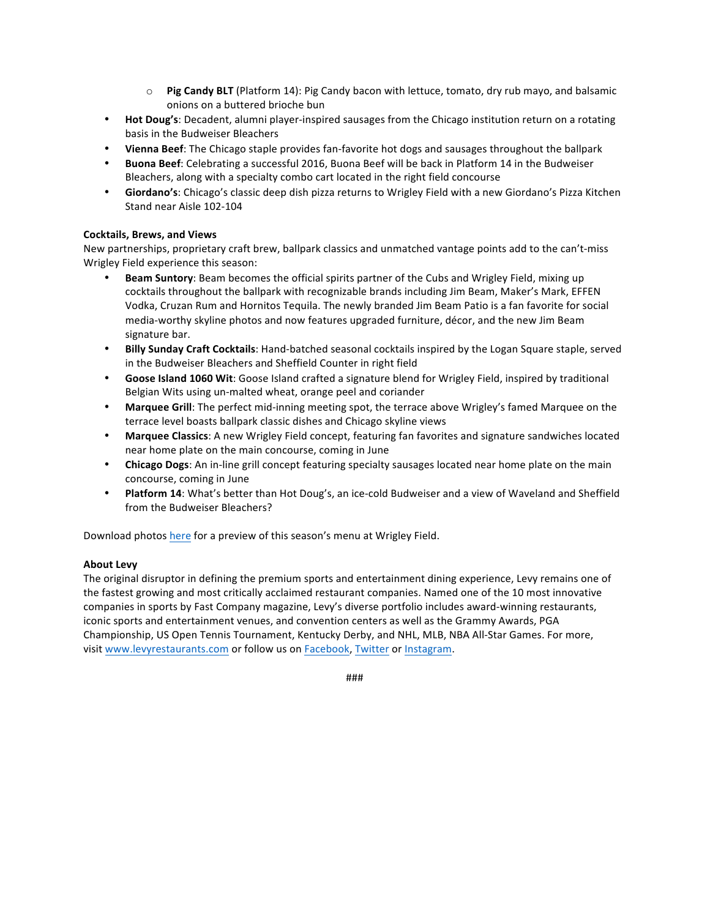- **Pig Candy BLT** (Platform 14): Pig Candy bacon with lettuce, tomato, dry rub mayo, and balsamic onions on a buttered brioche bun
- **Hot Doug's**: Decadent, alumni player-inspired sausages from the Chicago institution return on a rotating basis in the Budweiser Bleachers
- **Vienna Beef**: The Chicago staple provides fan-favorite hot dogs and sausages throughout the ballpark
- **Buona Beef**: Celebrating a successful 2016, Buona Beef will be back in Platform 14 in the Budweiser Bleachers, along with a specialty combo cart located in the right field concourse
- **Giordano's**: Chicago's classic deep dish pizza returns to Wrigley Field with a new Giordano's Pizza Kitchen Stand near Aisle 102-104

**Cocktails, Brews, and Views**

New partnerships, proprietary craft brew, ballpark classics and unmatched vantage points add to the can't-miss Wrigley Field experience this season:

- **Beam Suntory**: Beam becomes the official spirits partner of the Cubs and Wrigley Field, mixing up cocktails throughout the ballpark with recognizable brands including Jim Beam, Maker's Mark, EFFEN Vodka, Cruzan Rum and Hornitos Tequila. The newly branded Jim Beam Patio is a fan favorite for social media-worthy skyline photos and now features upgraded furniture, décor, and the new Jim Beam signature bar.
- **Billy Sunday Craft Cocktails**: Hand-batched seasonal cocktails inspired by the Logan Square staple, served in the Budweiser Bleachers and Sheffield Counter in right field
- **Goose Island 1060 Wit**: Goose Island crafted a signature blend for Wrigley Field, inspired by traditional Belgian Wits using un-malted wheat, orange peel and coriander
- **Marquee Grill**: The perfect mid-inning meeting spot, the terrace above Wrigley's famed Marquee on the terrace level boasts ballpark classic dishes and Chicago skyline views
- **Marquee Classics**: A new Wrigley Field concept, featuring fan favorites and signature sandwiches located near home plate on the main concourse, coming in June
- **Chicago Dogs**: An in-line grill concept featuring specialty sausages located near home plate on the main concourse, coming in June
- **Platform 14**: What's better than Hot Doug's, an ice-cold Budweiser and a view of Waveland and Sheffield from the Budweiser Bleachers?

Download photos here for a preview of this season's menu at Wrigley Field.

**About Levy**

The original disruptor in defining the premium sports and entertainment dining experience, Levy remains one of the fastest growing and most critically acclaimed restaurant companies. Named one of the 10 most innovative companies in sports by Fast Company magazine, Levy's diverse portfolio includes award-winning restaurants, iconic sports and entertainment venues, and convention centers as well as the Grammy Awards, PGA Championship, US Open Tennis Tournament, Kentucky Derby, and NHL, MLB, NBA All-Star Games. For more, visit www.levyrestaurants.com or follow us on Facebook, Twitter or Instagram.

###